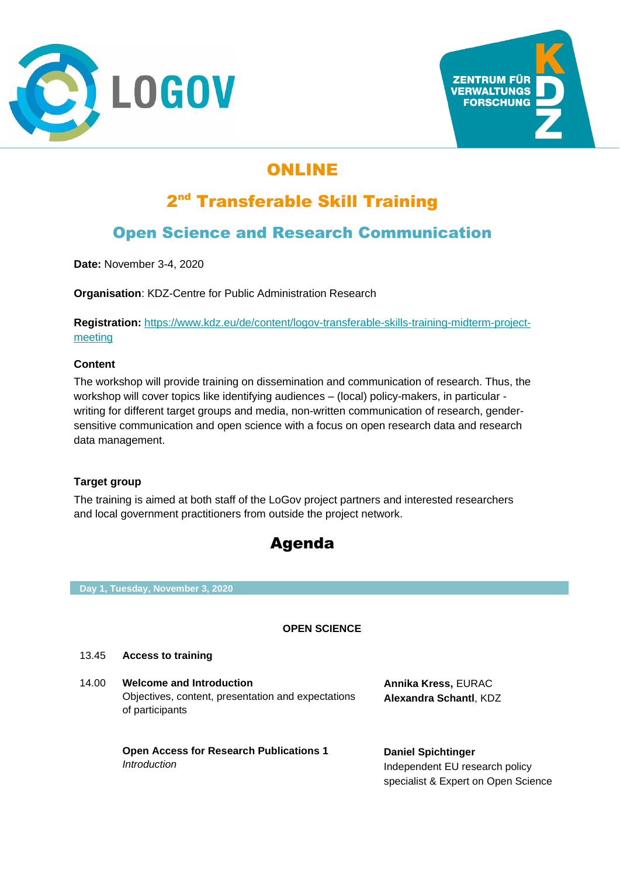# ONLINE

## 2nd Transferable Skill Training

## Open Science and Research Communication

**Date:** November 3-4, 2020

**Organisation**: KDZ-Centre for Public Administration Research

**Registration:** https://www.kdz.eu/de/content/logov-transferable-skills-training-midterm-project-meeting

### Content

The workshop will provide training on dissemination and communication of research. Thus, the workshop will cover topics like identifying audiences – (local) policy-makers, in particular - writing for different target groups and media, non-written communication of research, gender-sensitive communication and open science with a focus on open research data and research data management.

### Target group

The training is aimed at both staff of the LoGov project partners and interested researchers and local government practitioners from outside the project network.

# Agenda

**Day 1, Tuesday, November 3, 2020**

**OPEN SCIENCE**

| | | |
|---|---|---|
| 13.45 | **Access to training** | |
| 14.00 | **Welcome and Introduction**<br>Objectives, content, presentation and expectations of participants | **Annika Kress,** EURAC<br>**Alexandra Schantl**, KDZ |
| | **Open Access for Research Publications 1**<br>*Introduction* | **Daniel Spichtinger**<br>Independent EU research policy specialist & Expert on Open Science |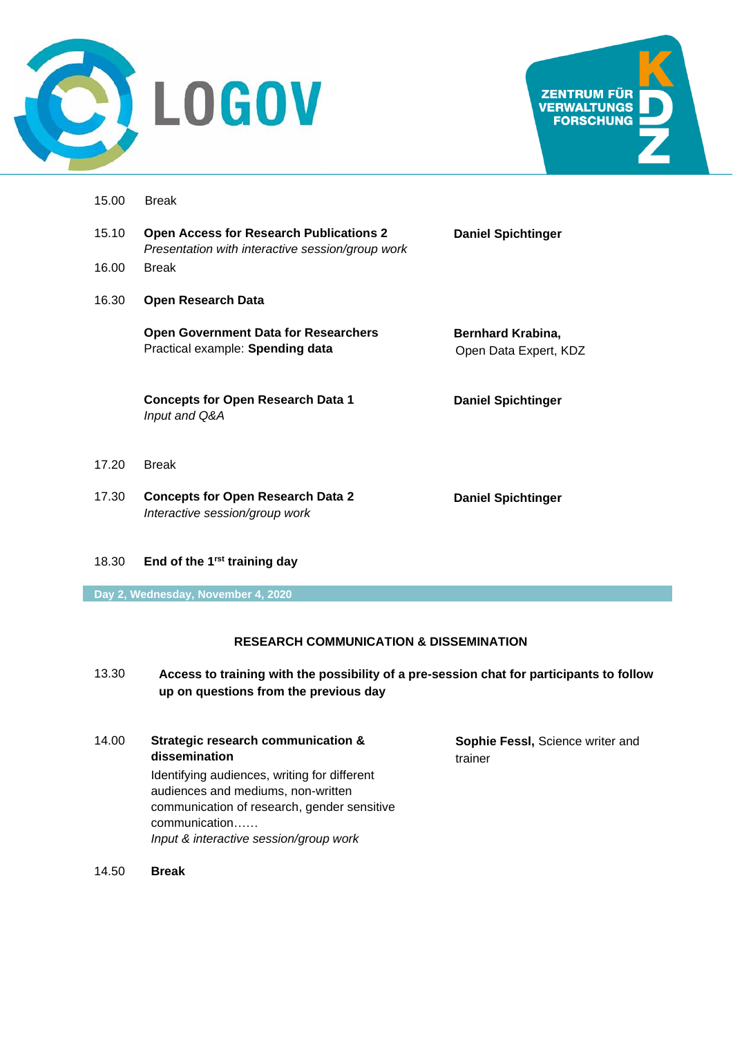| | | |
|---|---|---|
| 15.00 | Break | |
| 15.10 | **Open Access for Research Publications 2**<br>*Presentation with interactive session/group work* | **Daniel Spichtinger** |
| 16.00 | Break | |
| 16.30 | **Open Research Data** | |
| | **Open Government Data for Researchers**<br>Practical example: **Spending data** | **Bernhard Krabina,**<br>Open Data Expert, KDZ |
| | **Concepts for Open Research Data 1**<br>*Input and Q&A* | **Daniel Spichtinger** |
| 17.20 | Break | |
| 17.30 | **Concepts for Open Research Data 2**<br>*Interactive session/group work* | **Daniel Spichtinger** |
| 18.30 | **End of the 1rst training day** | |

**Day 2, Wednesday, November 4, 2020**

**RESEARCH COMMUNICATION & DISSEMINATION**

| | | |
|---|---|---|
| 13.30 | **Access to training with the possibility of a pre-session chat for participants to follow up on questions from the previous day** | |
| 14.00 | **Strategic research communication & dissemination**<br>Identifying audiences, writing for different audiences and mediums, non-written communication of research, gender sensitive communication……<br>*Input & interactive session/group work* | **Sophie Fessl,** Science writer and trainer |
| 14.50 | **Break** | |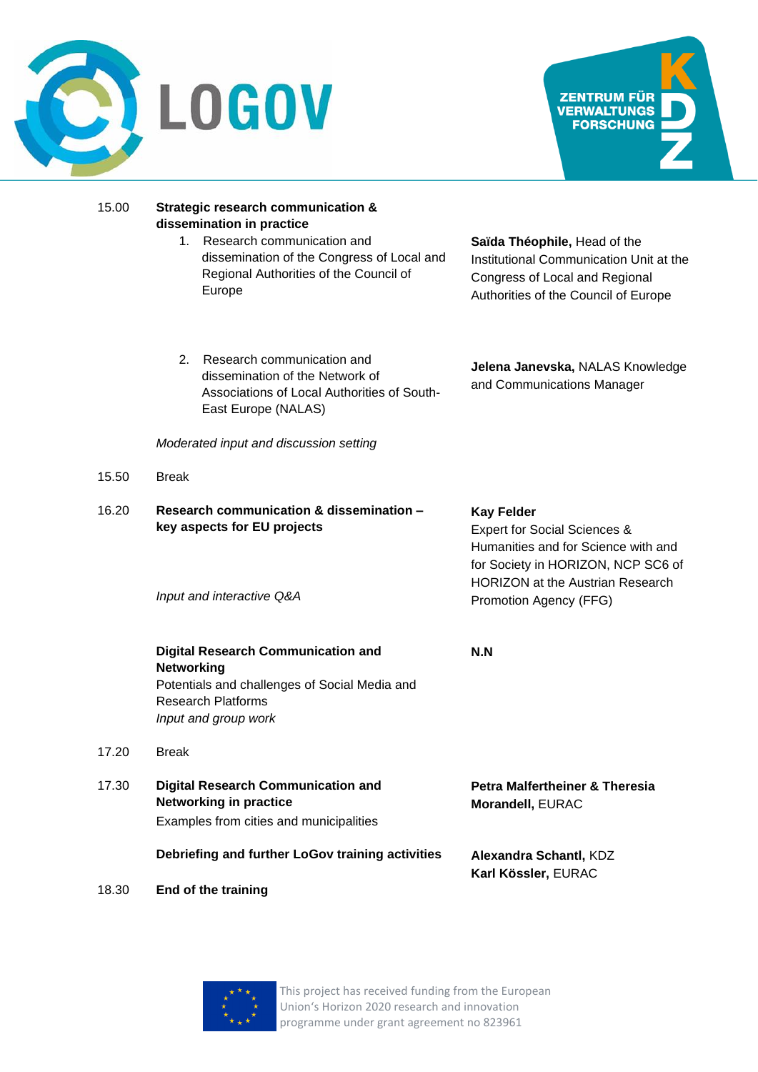| | | |
|---|---|---|
| 15.00 | **Strategic research communication & dissemination in practice** | |
| | 1. Research communication and dissemination of the Congress of Local and Regional Authorities of the Council of Europe | **Saïda Théophile,** Head of the Institutional Communication Unit at the Congress of Local and Regional Authorities of the Council of Europe |
| | 2. Research communication and dissemination of the Network of Associations of Local Authorities of South-East Europe (NALAS) | **Jelena Janevska,** NALAS Knowledge and Communications Manager |
| | *Moderated input and discussion setting* | |
| 15.50 | Break | |
| 16.20 | **Research communication & dissemination – key aspects for EU projects**<br><br>*Input and interactive Q&A* | **Kay Felder**<br>Expert for Social Sciences & Humanities and for Science with and for Society in HORIZON, NCP SC6 of HORIZON at the Austrian Research Promotion Agency (FFG) |
| | **Digital Research Communication and Networking**<br>Potentials and challenges of Social Media and Research Platforms<br>*Input and group work* | **N.N** |
| 17.20 | Break | |
| 17.30 | **Digital Research Communication and Networking in practice**<br>Examples from cities and municipalities | **Petra Malfertheiner & Theresia Morandell,** EURAC |
| | **Debriefing and further LoGov training activities** | **Alexandra Schantl,** KDZ<br>**Karl Kössler,** EURAC |
| 18.30 | **End of the training** | |

This project has received funding from the European Union's Horizon 2020 research and innovation programme under grant agreement no 823961